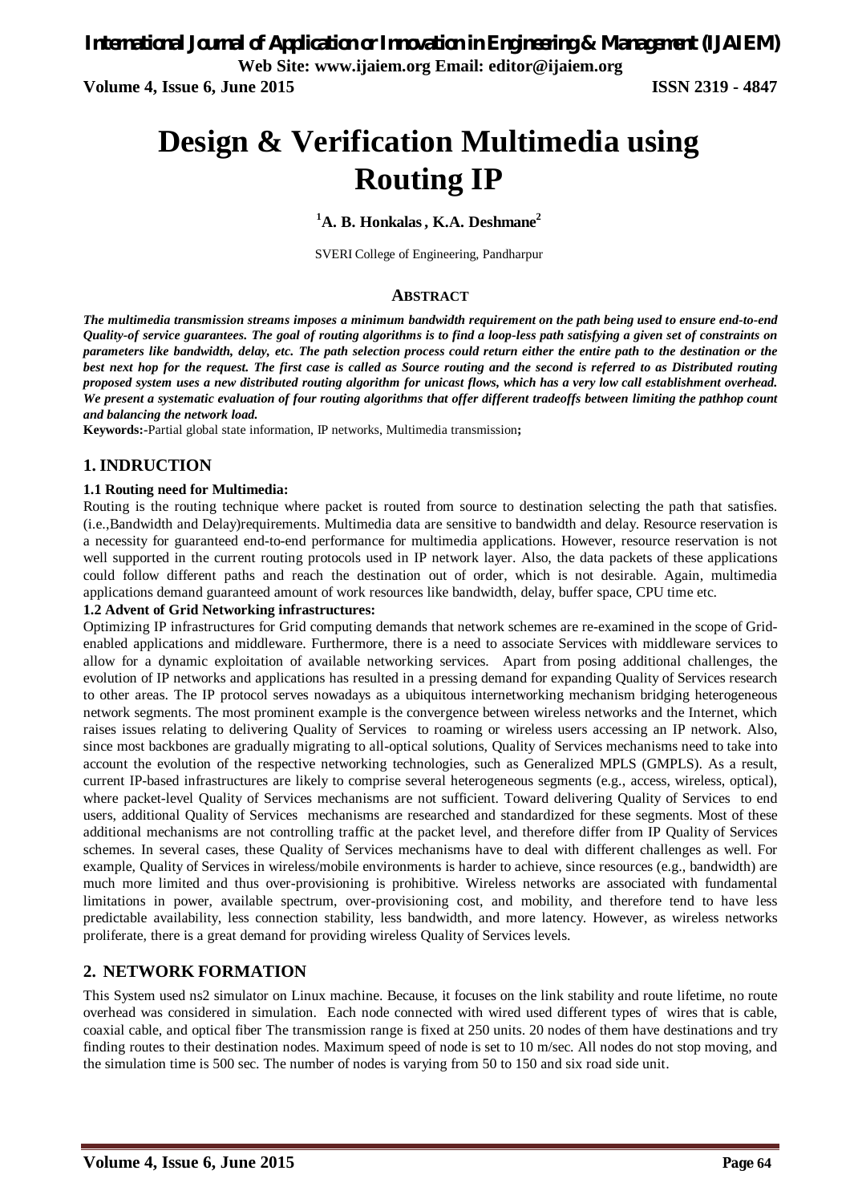# Design & Verification Multimedia using Routing IP

[1]A. B. Honkalas , K.A. Deshmane[2]

SVERI College of Engineering, Pandharpur

## ABSTRACT

***The multimedia transmission streams imposes a minimum bandwidth requirement on the path being used to ensure end-to-end Quality-of service guarantees. The goal of routing algorithms is to find a loop-less path satisfying a given set of constraints on parameters like bandwidth, delay, etc. The path selection process could return either the entire path to the destination or the best next hop for the request. The first case is called as Source routing and the second is referred to as Distributed routing proposed system uses a new distributed routing algorithm for unicast flows, which has a very low call establishment overhead. We present a systematic evaluation of four routing algorithms that offer different tradeoffs between limiting the pathhop count and balancing the network load.***

**Keywords:-**Partial global state information, IP networks, Multimedia transmission**;**

## 1. INDRUCTION

### 1.1 Routing need for Multimedia:

Routing is the routing technique where packet is routed from source to destination selecting the path that satisfies. (i.e.,Bandwidth and Delay)requirements. Multimedia data are sensitive to bandwidth and delay. Resource reservation is a necessity for guaranteed end-to-end performance for multimedia applications. However, resource reservation is not well supported in the current routing protocols used in IP network layer. Also, the data packets of these applications could follow different paths and reach the destination out of order, which is not desirable. Again, multimedia applications demand guaranteed amount of work resources like bandwidth, delay, buffer space, CPU time etc.

### 1.2 Advent of Grid Networking infrastructures:

Optimizing IP infrastructures for Grid computing demands that network schemes are re-examined in the scope of Grid-enabled applications and middleware. Furthermore, there is a need to associate Services with middleware services to allow for a dynamic exploitation of available networking services. Apart from posing additional challenges, the evolution of IP networks and applications has resulted in a pressing demand for expanding Quality of Services research to other areas. The IP protocol serves nowadays as a ubiquitous internetworking mechanism bridging heterogeneous network segments. The most prominent example is the convergence between wireless networks and the Internet, which raises issues relating to delivering Quality of Services to roaming or wireless users accessing an IP network. Also, since most backbones are gradually migrating to all-optical solutions, Quality of Services mechanisms need to take into account the evolution of the respective networking technologies, such as Generalized MPLS (GMPLS). As a result, current IP-based infrastructures are likely to comprise several heterogeneous segments (e.g., access, wireless, optical), where packet-level Quality of Services mechanisms are not sufficient. Toward delivering Quality of Services to end users, additional Quality of Services mechanisms are researched and standardized for these segments. Most of these additional mechanisms are not controlling traffic at the packet level, and therefore differ from IP Quality of Services schemes. In several cases, these Quality of Services mechanisms have to deal with different challenges as well. For example, Quality of Services in wireless/mobile environments is harder to achieve, since resources (e.g., bandwidth) are much more limited and thus over-provisioning is prohibitive. Wireless networks are associated with fundamental limitations in power, available spectrum, over-provisioning cost, and mobility, and therefore tend to have less predictable availability, less connection stability, less bandwidth, and more latency. However, as wireless networks proliferate, there is a great demand for providing wireless Quality of Services levels.

## 2. NETWORK FORMATION

This System used ns2 simulator on Linux machine. Because, it focuses on the link stability and route lifetime, no route overhead was considered in simulation. Each node connected with wired used different types of wires that is cable, coaxial cable, and optical fiber The transmission range is fixed at 250 units. 20 nodes of them have destinations and try finding routes to their destination nodes. Maximum speed of node is set to 10 m/sec. All nodes do not stop moving, and the simulation time is 500 sec. The number of nodes is varying from 50 to 150 and six road side unit.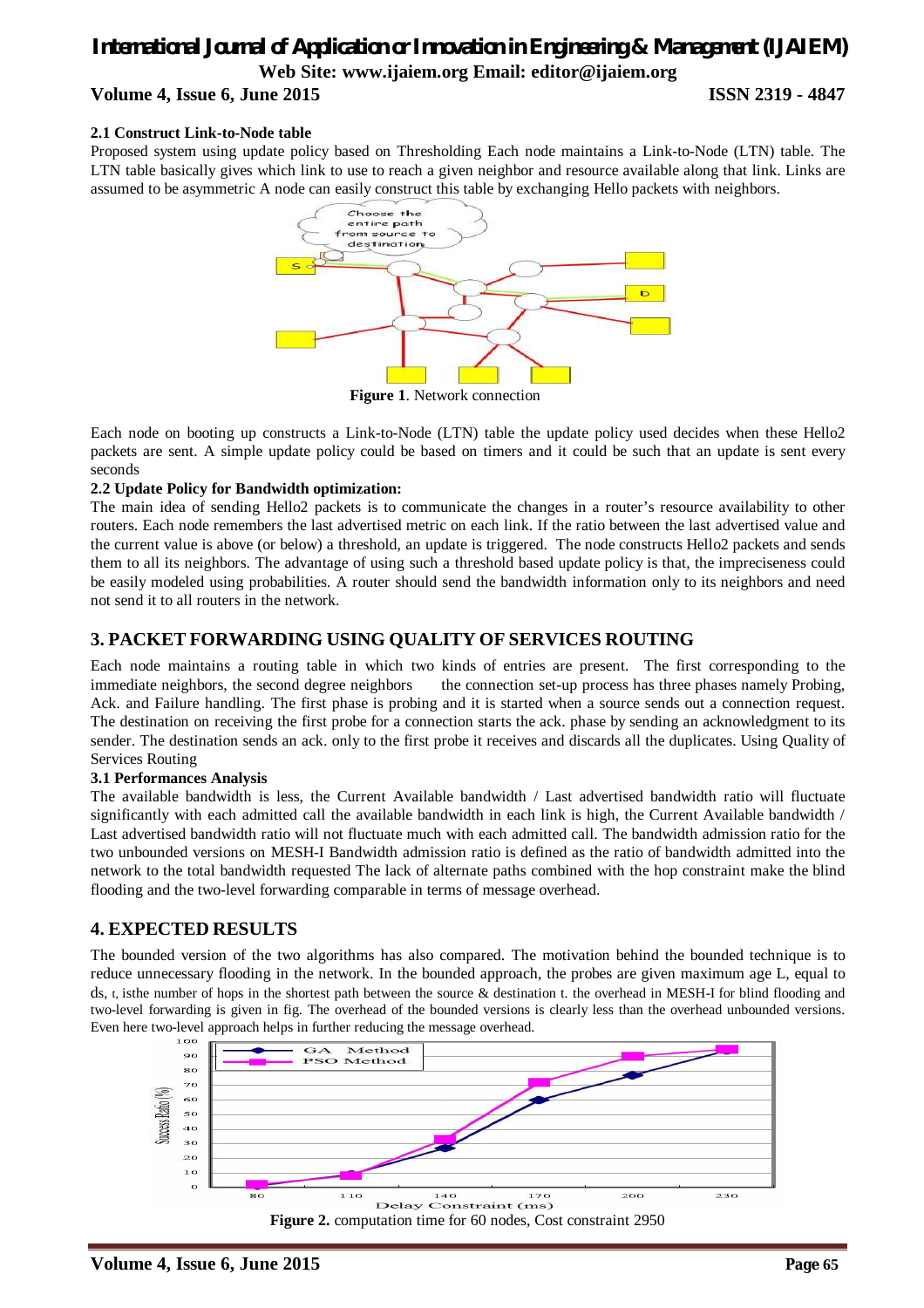### 2.1 Construct Link-to-Node table

Proposed system using update policy based on Thresholding Each node maintains a Link-to-Node (LTN) table. The LTN table basically gives which link to use to reach a given neighbor and resource available along that link. Links are assumed to be asymmetric A node can easily construct this table by exchanging Hello packets with neighbors.

**Figure 1**. Network connection

Each node on booting up constructs a Link-to-Node (LTN) table the update policy used decides when these Hello2 packets are sent. A simple update policy could be based on timers and it could be such that an update is sent every seconds

### 2.2 Update Policy for Bandwidth optimization:

The main idea of sending Hello2 packets is to communicate the changes in a router's resource availability to other routers. Each node remembers the last advertised metric on each link. If the ratio between the last advertised value and the current value is above (or below) a threshold, an update is triggered. The node constructs Hello2 packets and sends them to all its neighbors. The advantage of using such a threshold based update policy is that, the impreciseness could be easily modeled using probabilities. A router should send the bandwidth information only to its neighbors and need not send it to all routers in the network.

## 3. PACKET FORWARDING USING QUALITY OF SERVICES ROUTING

Each node maintains a routing table in which two kinds of entries are present. The first corresponding to the immediate neighbors, the second degree neighbors the connection set-up process has three phases namely Probing, Ack. and Failure handling. The first phase is probing and it is started when a source sends out a connection request. The destination on receiving the first probe for a connection starts the ack. phase by sending an acknowledgment to its sender. The destination sends an ack. only to the first probe it receives and discards all the duplicates. Using Quality of Services Routing

### 3.1 Performances Analysis

The available bandwidth is less, the Current Available bandwidth / Last advertised bandwidth ratio will fluctuate significantly with each admitted call the available bandwidth in each link is high, the Current Available bandwidth / Last advertised bandwidth ratio will not fluctuate much with each admitted call. The bandwidth admission ratio for the two unbounded versions on MESH-I Bandwidth admission ratio is defined as the ratio of bandwidth admitted into the network to the total bandwidth requested The lack of alternate paths combined with the hop constraint make the blind flooding and the two-level forwarding comparable in terms of message overhead.

## 4. EXPECTED RESULTS

The bounded version of the two algorithms has also compared. The motivation behind the bounded technique is to reduce unnecessary flooding in the network. In the bounded approach, the probes are given maximum age L, equal to ds, t, isthe number of hops in the shortest path between the source & destination t. the overhead in MESH-I for blind flooding and two-level forwarding is given in fig. The overhead of the bounded versions is clearly less than the overhead unbounded versions. Even here two-level approach helps in further reducing the message overhead.

**Figure 2.** computation time for 60 nodes, Cost constraint 2950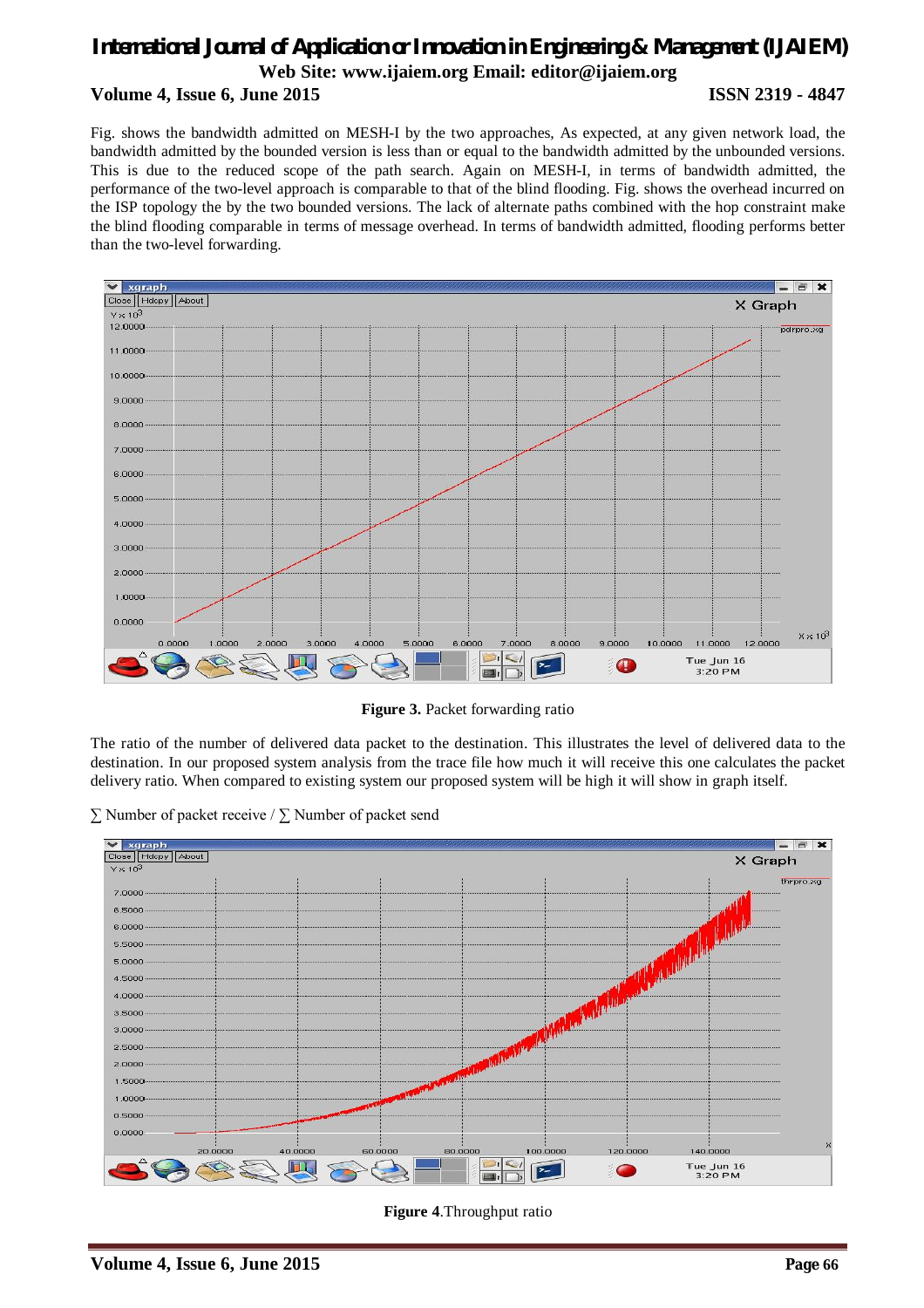Fig. shows the bandwidth admitted on MESH-I by the two approaches, As expected, at any given network load, the bandwidth admitted by the bounded version is less than or equal to the bandwidth admitted by the unbounded versions. This is due to the reduced scope of the path search. Again on MESH-I, in terms of bandwidth admitted, the performance of the two-level approach is comparable to that of the blind flooding. Fig. shows the overhead incurred on the ISP topology the by the two bounded versions. The lack of alternate paths combined with the hop constraint make the blind flooding comparable in terms of message overhead. In terms of bandwidth admitted, flooding performs better than the two-level forwarding.

**Figure 3.** Packet forwarding ratio

The ratio of the number of delivered data packet to the destination. This illustrates the level of delivered data to the destination. In our proposed system analysis from the trace file how much it will receive this one calculates the packet delivery ratio. When compared to existing system our proposed system will be high it will show in graph itself.

$\sum$ Number of packet receive / $\sum$ Number of packet send

**Figure 4**.Throughput ratio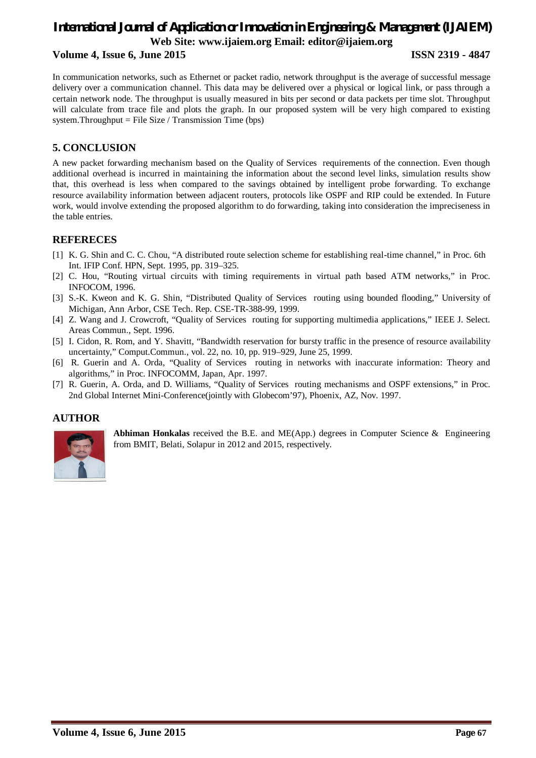In communication networks, such as Ethernet or packet radio, network throughput is the average of successful message delivery over a communication channel. This data may be delivered over a physical or logical link, or pass through a certain network node. The throughput is usually measured in bits per second or data packets per time slot. Throughput will calculate from trace file and plots the graph. In our proposed system will be very high compared to existing system.Throughput = File Size / Transmission Time (bps)

## 5. CONCLUSION

A new packet forwarding mechanism based on the Quality of Services requirements of the connection. Even though additional overhead is incurred in maintaining the information about the second level links, simulation results show that, this overhead is less when compared to the savings obtained by intelligent probe forwarding. To exchange resource availability information between adjacent routers, protocols like OSPF and RIP could be extended. In Future work, would involve extending the proposed algorithm to do forwarding, taking into consideration the impreciseness in the table entries.

## REFERECES

[1] K. G. Shin and C. C. Chou, "A distributed route selection scheme for establishing real-time channel," in Proc. 6th Int. IFIP Conf. HPN, Sept. 1995, pp. 319–325.

[2] C. Hou, "Routing virtual circuits with timing requirements in virtual path based ATM networks," in Proc. INFOCOM, 1996.

[3] S.-K. Kweon and K. G. Shin, "Distributed Quality of Services routing using bounded flooding," University of Michigan, Ann Arbor, CSE Tech. Rep. CSE-TR-388-99, 1999.

[4] Z. Wang and J. Crowcroft, "Quality of Services routing for supporting multimedia applications," IEEE J. Select. Areas Commun., Sept. 1996.

[5] I. Cidon, R. Rom, and Y. Shavitt, "Bandwidth reservation for bursty traffic in the presence of resource availability uncertainty," Comput.Commun., vol. 22, no. 10, pp. 919–929, June 25, 1999.

[6] R. Guerin and A. Orda, "Quality of Services routing in networks with inaccurate information: Theory and algorithms," in Proc. INFOCOMM, Japan, Apr. 1997.

[7] R. Guerin, A. Orda, and D. Williams, "Quality of Services routing mechanisms and OSPF extensions," in Proc. 2nd Global Internet Mini-Conference(jointly with Globecom'97), Phoenix, AZ, Nov. 1997.

## AUTHOR

**Abhiman Honkalas** received the B.E. and ME(App.) degrees in Computer Science & Engineering from BMIT, Belati, Solapur in 2012 and 2015, respectively.